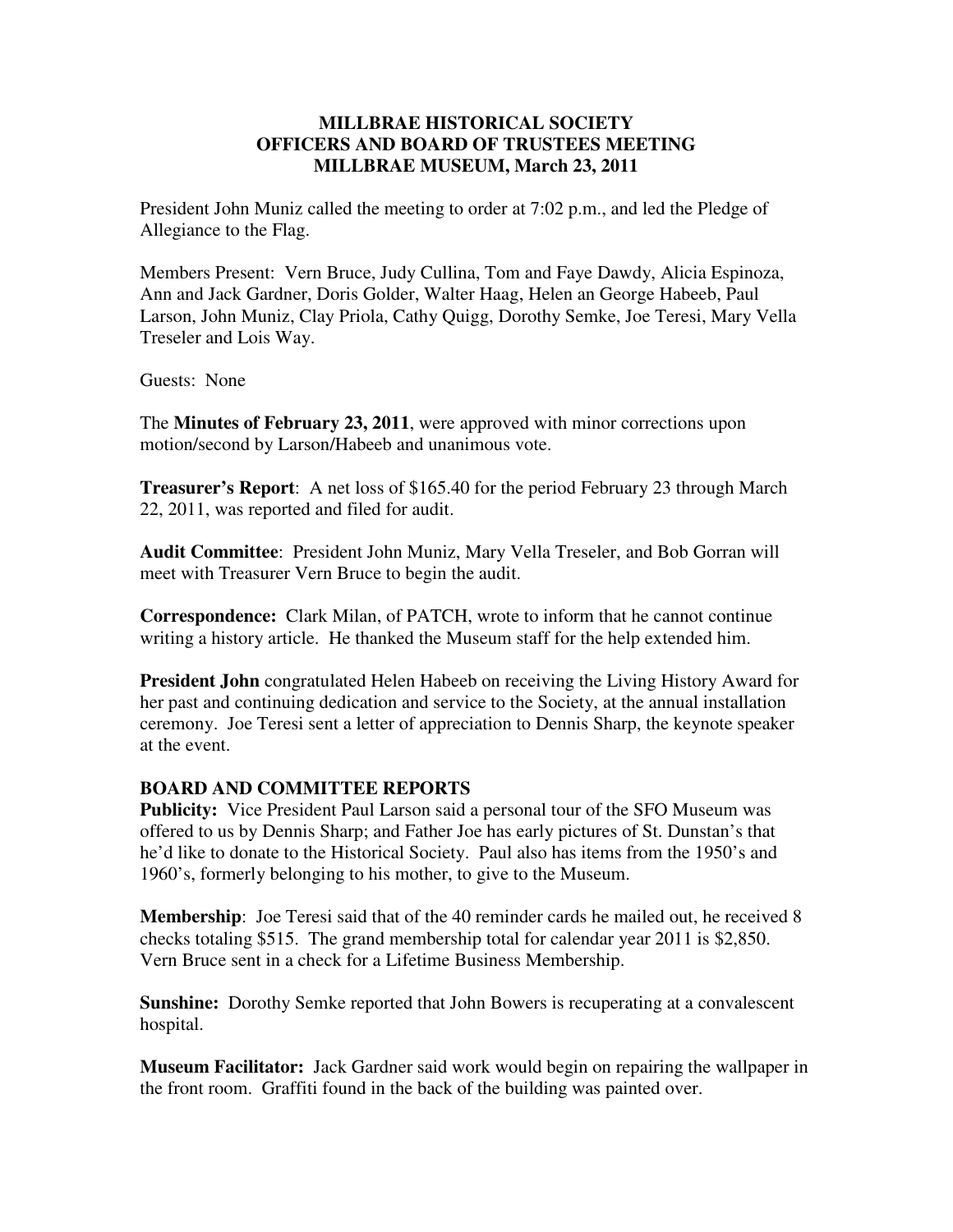**MILLBRAE HISTORICAL SOCIETY**
**OFFICERS AND BOARD OF TRUSTEES MEETING**
**MILLBRAE MUSEUM, March 23, 2011**

President John Muniz called the meeting to order at 7:02 p.m., and led the Pledge of Allegiance to the Flag.

Members Present: Vern Bruce, Judy Cullina, Tom and Faye Dawdy, Alicia Espinoza, Ann and Jack Gardner, Doris Golder, Walter Haag, Helen an George Habeeb, Paul Larson, John Muniz, Clay Priola, Cathy Quigg, Dorothy Semke, Joe Teresi, Mary Vella Treseler and Lois Way.

Guests: None

The **Minutes of February 23, 2011**, were approved with minor corrections upon motion/second by Larson/Habeeb and unanimous vote.

**Treasurer's Report**: A net loss of $165.40 for the period February 23 through March 22, 2011, was reported and filed for audit.

**Audit Committee**: President John Muniz, Mary Vella Treseler, and Bob Gorran will meet with Treasurer Vern Bruce to begin the audit.

**Correspondence:** Clark Milan, of PATCH, wrote to inform that he cannot continue writing a history article. He thanked the Museum staff for the help extended him.

**President John** congratulated Helen Habeeb on receiving the Living History Award for her past and continuing dedication and service to the Society, at the annual installation ceremony. Joe Teresi sent a letter of appreciation to Dennis Sharp, the keynote speaker at the event.

**BOARD AND COMMITTEE REPORTS**

**Publicity:** Vice President Paul Larson said a personal tour of the SFO Museum was offered to us by Dennis Sharp; and Father Joe has early pictures of St. Dunstan's that he'd like to donate to the Historical Society. Paul also has items from the 1950's and 1960's, formerly belonging to his mother, to give to the Museum.

**Membership**: Joe Teresi said that of the 40 reminder cards he mailed out, he received 8 checks totaling $515. The grand membership total for calendar year 2011 is $2,850. Vern Bruce sent in a check for a Lifetime Business Membership.

**Sunshine:** Dorothy Semke reported that John Bowers is recuperating at a convalescent hospital.

**Museum Facilitator:** Jack Gardner said work would begin on repairing the wallpaper in the front room. Graffiti found in the back of the building was painted over.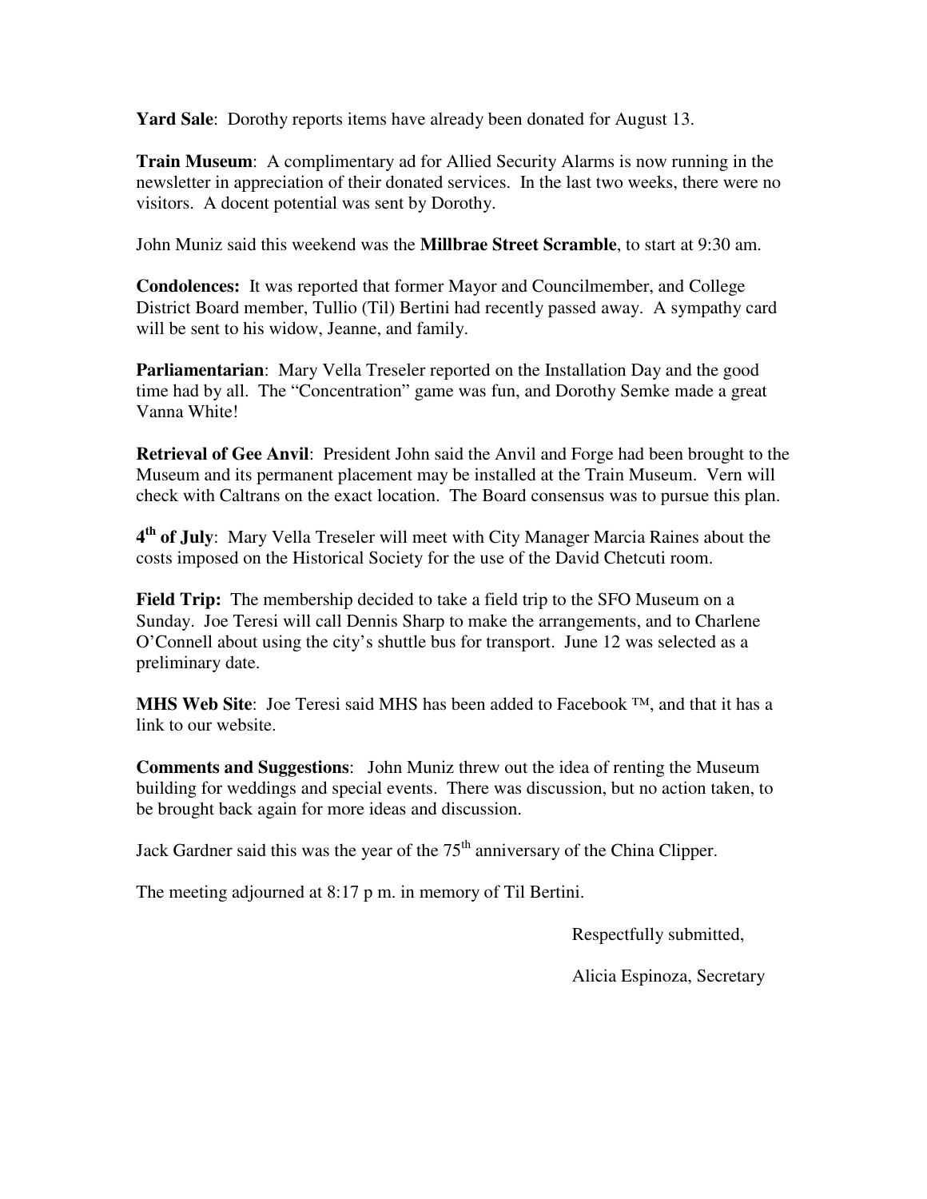**Yard Sale**: Dorothy reports items have already been donated for August 13.

**Train Museum**: A complimentary ad for Allied Security Alarms is now running in the newsletter in appreciation of their donated services. In the last two weeks, there were no visitors. A docent potential was sent by Dorothy.

John Muniz said this weekend was the **Millbrae Street Scramble**, to start at 9:30 am.

**Condolences:** It was reported that former Mayor and Councilmember, and College District Board member, Tullio (Til) Bertini had recently passed away. A sympathy card will be sent to his widow, Jeanne, and family.

**Parliamentarian**: Mary Vella Treseler reported on the Installation Day and the good time had by all. The "Concentration" game was fun, and Dorothy Semke made a great Vanna White!

**Retrieval of Gee Anvil**: President John said the Anvil and Forge had been brought to the Museum and its permanent placement may be installed at the Train Museum. Vern will check with Caltrans on the exact location. The Board consensus was to pursue this plan.

**4th of July**: Mary Vella Treseler will meet with City Manager Marcia Raines about the costs imposed on the Historical Society for the use of the David Chetcuti room.

**Field Trip:** The membership decided to take a field trip to the SFO Museum on a Sunday. Joe Teresi will call Dennis Sharp to make the arrangements, and to Charlene O'Connell about using the city's shuttle bus for transport. June 12 was selected as a preliminary date.

**MHS Web Site**: Joe Teresi said MHS has been added to Facebook ™, and that it has a link to our website.

**Comments and Suggestions**: John Muniz threw out the idea of renting the Museum building for weddings and special events. There was discussion, but no action taken, to be brought back again for more ideas and discussion.

Jack Gardner said this was the year of the 75th anniversary of the China Clipper.

The meeting adjourned at 8:17 p m. in memory of Til Bertini.

Respectfully submitted,

Alicia Espinoza, Secretary